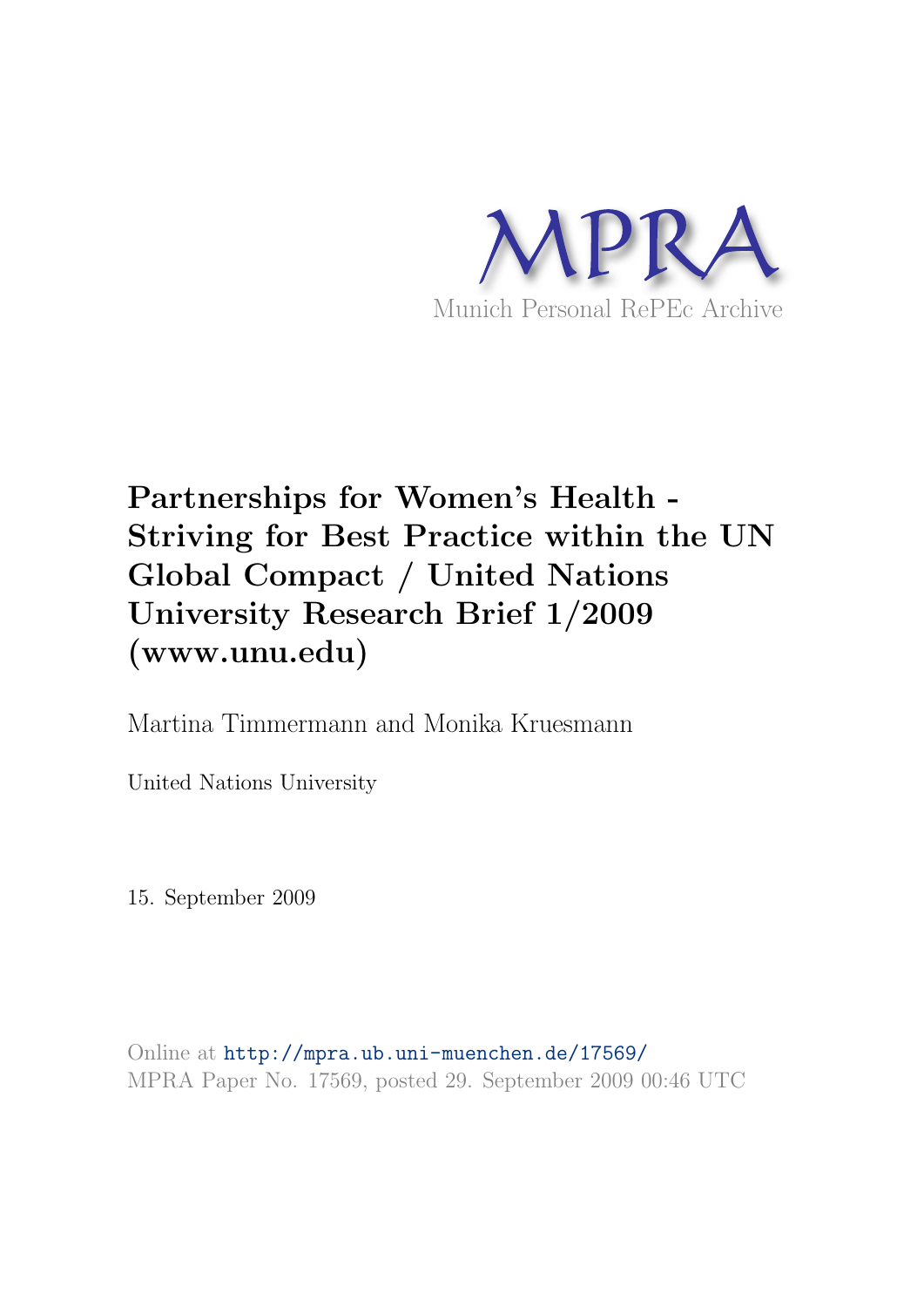MPRA

Munich Personal RePEc Archive

# Partnerships for Women's Health - Striving for Best Practice within the UN Global Compact / United Nations University Research Brief 1/2009 (www.unu.edu)

Martina Timmermann and Monika Kruesmann

United Nations University

15. September 2009

Online at http://mpra.ub.uni-muenchen.de/17569/
MPRA Paper No. 17569, posted 29. September 2009 00:46 UTC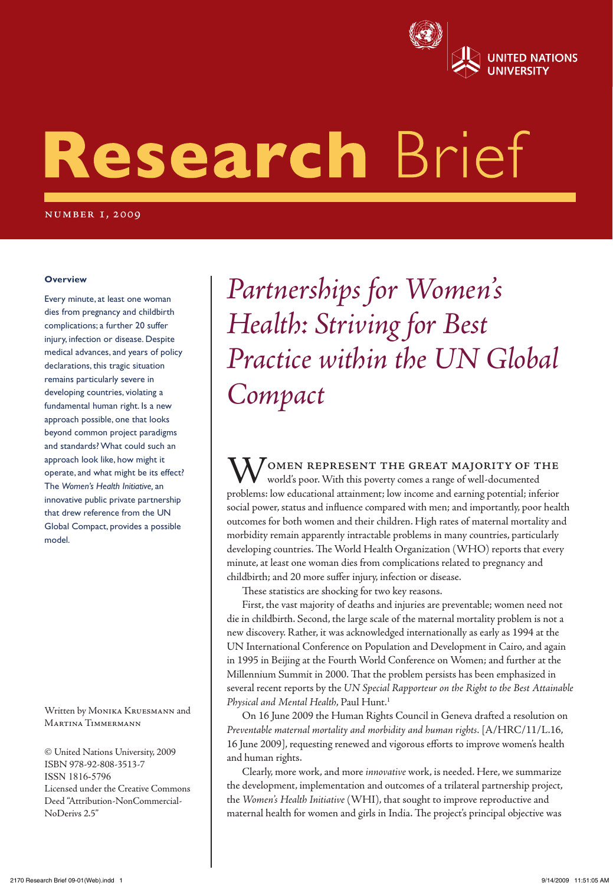# Research Brief

NUMBER 1, 2009

**Overview**

Every minute, at least one woman dies from pregnancy and childbirth complications; a further 20 suffer injury, infection or disease. Despite medical advances, and years of policy declarations, this tragic situation remains particularly severe in developing countries, violating a fundamental human right. Is a new approach possible, one that looks beyond common project paradigms and standards? What could such an approach look like, how might it operate, and what might be its effect? The *Women's Health Initiative*, an innovative public private partnership that drew reference from the UN Global Compact, provides a possible model.

Written by Monika Kruesmann and Martina Timmermann

© United Nations University, 2009
ISBN 978-92-808-3513-7
ISSN 1816-5796
Licensed under the Creative Commons Deed "Attribution-NonCommercial-NoDerivs 2.5"

# *Partnerships for Women's Health: Striving for Best Practice within the UN Global Compact*

Women represent the great majority of the world's poor. With this poverty comes a range of well-documented problems: low educational attainment; low income and earning potential; inferior social power, status and influence compared with men; and importantly, poor health outcomes for both women and their children. High rates of maternal mortality and morbidity remain apparently intractable problems in many countries, particularly developing countries. The World Health Organization (WHO) reports that every minute, at least one woman dies from complications related to pregnancy and childbirth; and 20 more suffer injury, infection or disease.

These statistics are shocking for two key reasons.

First, the vast majority of deaths and injuries are preventable; women need not die in childbirth. Second, the large scale of the maternal mortality problem is not a new discovery. Rather, it was acknowledged internationally as early as 1994 at the UN International Conference on Population and Development in Cairo, and again in 1995 in Beijing at the Fourth World Conference on Women; and further at the Millennium Summit in 2000. That the problem persists has been emphasized in several recent reports by the *UN Special Rapporteur on the Right to the Best Attainable Physical and Mental Health*, Paul Hunt.[1]

On 16 June 2009 the Human Rights Council in Geneva drafted a resolution on *Preventable maternal mortality and morbidity and human rights*. [A/HRC/11/L.16, 16 June 2009], requesting renewed and vigorous efforts to improve women's health and human rights.

Clearly, more work, and more *innovative* work, is needed. Here, we summarize the development, implementation and outcomes of a trilateral partnership project, the *Women's Health Initiative* (WHI), that sought to improve reproductive and maternal health for women and girls in India. The project's principal objective was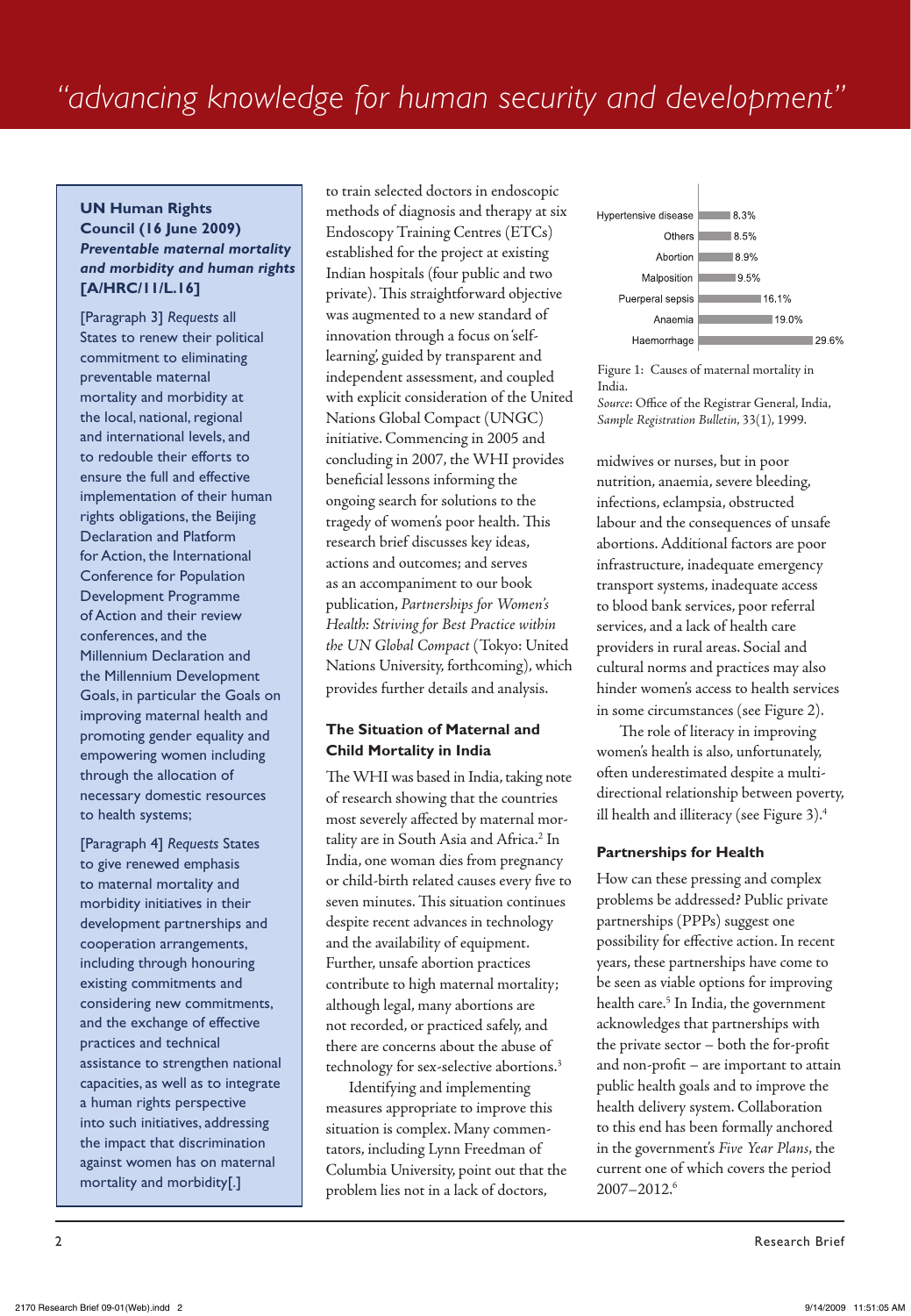**UN Human Rights Council (16 June 2009)** ***Preventable maternal mortality and morbidity and human rights*** **[A/HRC/11/L.16]**

[Paragraph 3] *Requests* all States to renew their political commitment to eliminating preventable maternal mortality and morbidity at the local, national, regional and international levels, and to redouble their efforts to ensure the full and effective implementation of their human rights obligations, the Beijing Declaration and Platform for Action, the International Conference for Population Development Programme of Action and their review conferences, and the Millennium Declaration and the Millennium Development Goals, in particular the Goals on improving maternal health and promoting gender equality and empowering women including through the allocation of necessary domestic resources to health systems;

[Paragraph 4] *Requests* States to give renewed emphasis to maternal mortality and morbidity initiatives in their development partnerships and cooperation arrangements, including through honouring existing commitments and considering new commitments, and the exchange of effective practices and technical assistance to strengthen national capacities, as well as to integrate a human rights perspective into such initiatives, addressing the impact that discrimination against women has on maternal mortality and morbidity[.]

to train selected doctors in endoscopic methods of diagnosis and therapy at six Endoscopy Training Centres (ETCs) established for the project at existing Indian hospitals (four public and two private). This straightforward objective was augmented to a new standard of innovation through a focus on 'self-learning', guided by transparent and independent assessment, and coupled with explicit consideration of the United Nations Global Compact (UNGC) initiative. Commencing in 2005 and concluding in 2007, the WHI provides beneficial lessons informing the ongoing search for solutions to the tragedy of women's poor health. This research brief discusses key ideas, actions and outcomes; and serves as an accompaniment to our book publication, *Partnerships for Women's Health: Striving for Best Practice within the UN Global Compact* (Tokyo: United Nations University, forthcoming), which provides further details and analysis.

## The Situation of Maternal and Child Mortality in India

The WHI was based in India, taking note of research showing that the countries most severely affected by maternal mortality are in South Asia and Africa.[2] In India, one woman dies from pregnancy or child-birth related causes every five to seven minutes. This situation continues despite recent advances in technology and the availability of equipment. Further, unsafe abortion practices contribute to high maternal mortality; although legal, many abortions are not recorded, or practiced safely, and there are concerns about the abuse of technology for sex-selective abortions.[3]

Identifying and implementing measures appropriate to improve this situation is complex. Many commentators, including Lynn Freedman of Columbia University, point out that the problem lies not in a lack of doctors, midwives or nurses, but in poor nutrition, anaemia, severe bleeding, infections, eclampsia, obstructed labour and the consequences of unsafe abortions. Additional factors are poor infrastructure, inadequate emergency transport systems, inadequate access to blood bank services, poor referral services, and a lack of health care providers in rural areas. Social and cultural norms and practices may also hinder women's access to health services in some circumstances (see Figure 2).

| Cause | Percentage |
|---|---|
| Hypertensive disease | 8.3% |
| Others | 8.5% |
| Abortion | 8.9% |
| Malposition | 9.5% |
| Puerperal sepsis | 16.1% |
| Anaemia | 19.0% |
| Haemorrhage | 29.6% |

Figure 1: Causes of maternal mortality in India.
*Source*: Office of the Registrar General, India, *Sample Registration Bulletin*, 33(1), 1999.

The role of literacy in improving women's health is also, unfortunately, often underestimated despite a multi-directional relationship between poverty, ill health and illiteracy (see Figure 3).[4]

## Partnerships for Health

How can these pressing and complex problems be addressed? Public private partnerships (PPPs) suggest one possibility for effective action. In recent years, these partnerships have come to be seen as viable options for improving health care.[5] In India, the government acknowledges that partnerships with the private sector – both the for-profit and non-profit – are important to attain public health goals and to improve the health delivery system. Collaboration to this end has been formally anchored in the government's *Five Year Plans*, the current one of which covers the period 2007–2012.[6]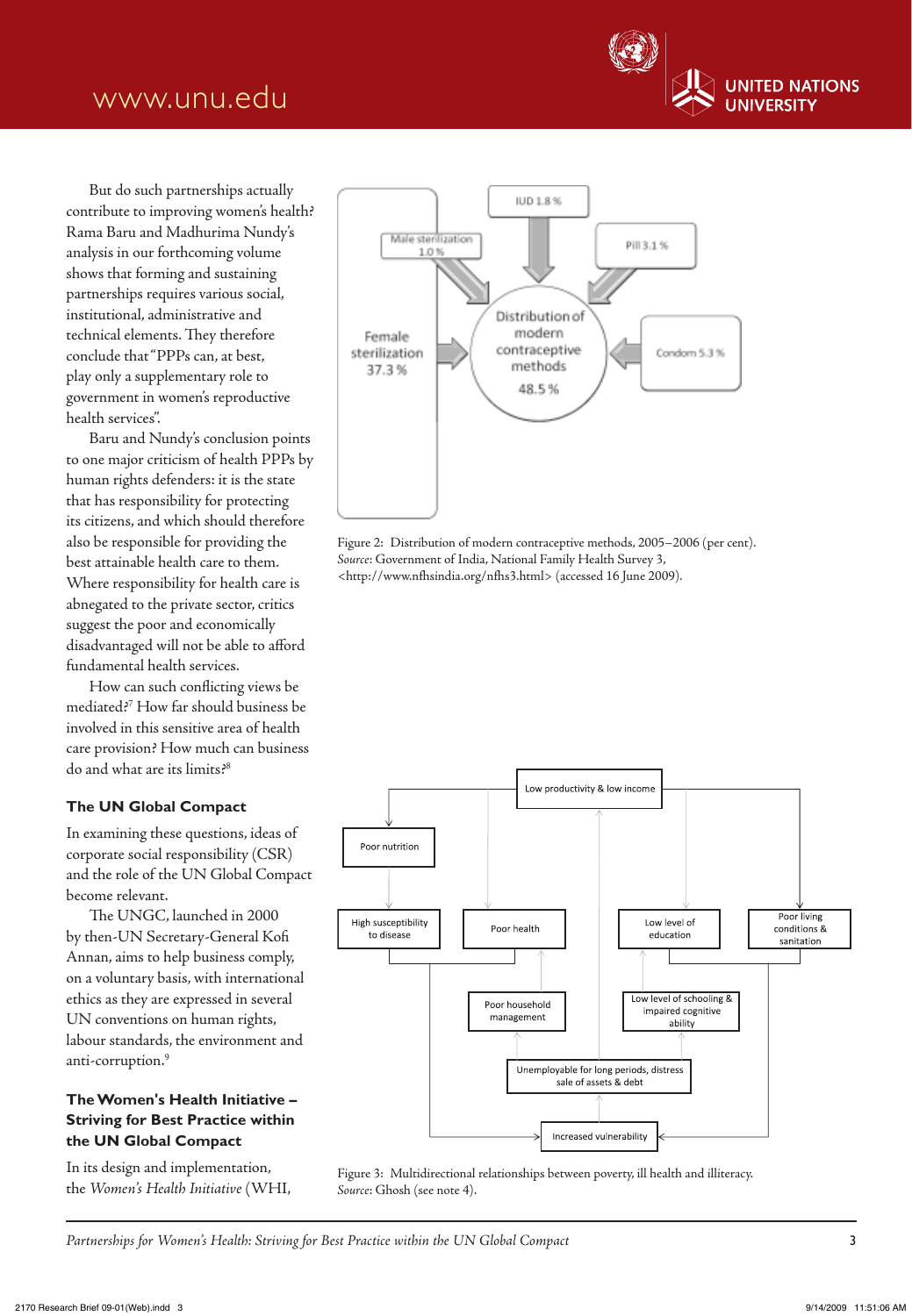But do such partnerships actually contribute to improving women's health? Rama Baru and Madhurima Nundy's analysis in our forthcoming volume shows that forming and sustaining partnerships requires various social, institutional, administrative and technical elements. They therefore conclude that "PPPs can, at best, play only a supplementary role to government in women's reproductive health services".

Baru and Nundy's conclusion points to one major criticism of health PPPs by human rights defenders: it is the state that has responsibility for protecting its citizens, and which should therefore also be responsible for providing the best attainable health care to them. Where responsibility for health care is abnegated to the private sector, critics suggest the poor and economically disadvantaged will not be able to afford fundamental health services.

How can such conflicting views be mediated?[7] How far should business be involved in this sensitive area of health care provision? How much can business do and what are its limits?[8]

### The UN Global Compact

In examining these questions, ideas of corporate social responsibility (CSR) and the role of the UN Global Compact become relevant.

The UNGC, launched in 2000 by then-UN Secretary-General Kofi Annan, aims to help business comply, on a voluntary basis, with international ethics as they are expressed in several UN conventions on human rights, labour standards, the environment and anti-corruption.[9]

### The Women's Health Initiative – Striving for Best Practice within the UN Global Compact

In its design and implementation, the *Women's Health Initiative* (WHI,

Figure 2: Distribution of modern contraceptive methods, 2005–2006 (per cent). *Source*: Government of India, National Family Health Survey 3, <http://www.nfhsindia.org/nfhs3.html> (accessed 16 June 2009).

Figure 3: Multidirectional relationships between poverty, ill health and illiteracy. *Source*: Ghosh (see note 4).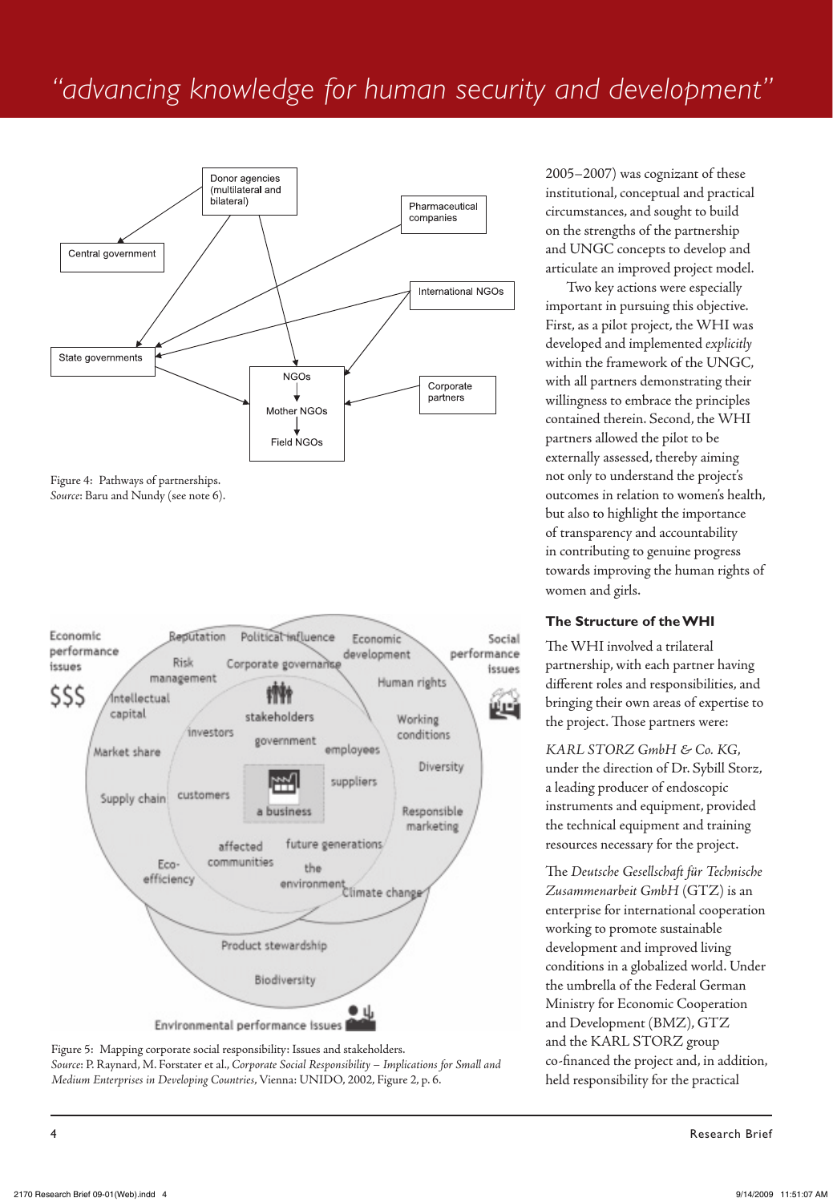Figure 4: Pathways of partnerships.
*Source*: Baru and Nundy (see note 6).

Figure 5: Mapping corporate social responsibility: Issues and stakeholders.
*Source*: P. Raynard, M. Forstater et al., *Corporate Social Responsibility – Implications for Small and Medium Enterprises in Developing Countries*, Vienna: UNIDO, 2002, Figure 2, p. 6.

2005–2007) was cognizant of these institutional, conceptual and practical circumstances, and sought to build on the strengths of the partnership and UNGC concepts to develop and articulate an improved project model.

Two key actions were especially important in pursuing this objective. First, as a pilot project, the WHI was developed and implemented *explicitly* within the framework of the UNGC, with all partners demonstrating their willingness to embrace the principles contained therein. Second, the WHI partners allowed the pilot to be externally assessed, thereby aiming not only to understand the project's outcomes in relation to women's health, but also to highlight the importance of transparency and accountability in contributing to genuine progress towards improving the human rights of women and girls.

### The Structure of the WHI

The WHI involved a trilateral partnership, with each partner having different roles and responsibilities, and bringing their own areas of expertise to the project. Those partners were:

*KARL STORZ GmbH & Co. KG*, under the direction of Dr. Sybill Storz, a leading producer of endoscopic instruments and equipment, provided the technical equipment and training resources necessary for the project.

The *Deutsche Gesellschaft für Technische Zusammenarbeit GmbH* (GTZ) is an enterprise for international cooperation working to promote sustainable development and improved living conditions in a globalized world. Under the umbrella of the Federal German Ministry for Economic Cooperation and Development (BMZ), GTZ and the KARL STORZ group co-financed the project and, in addition, held responsibility for the practical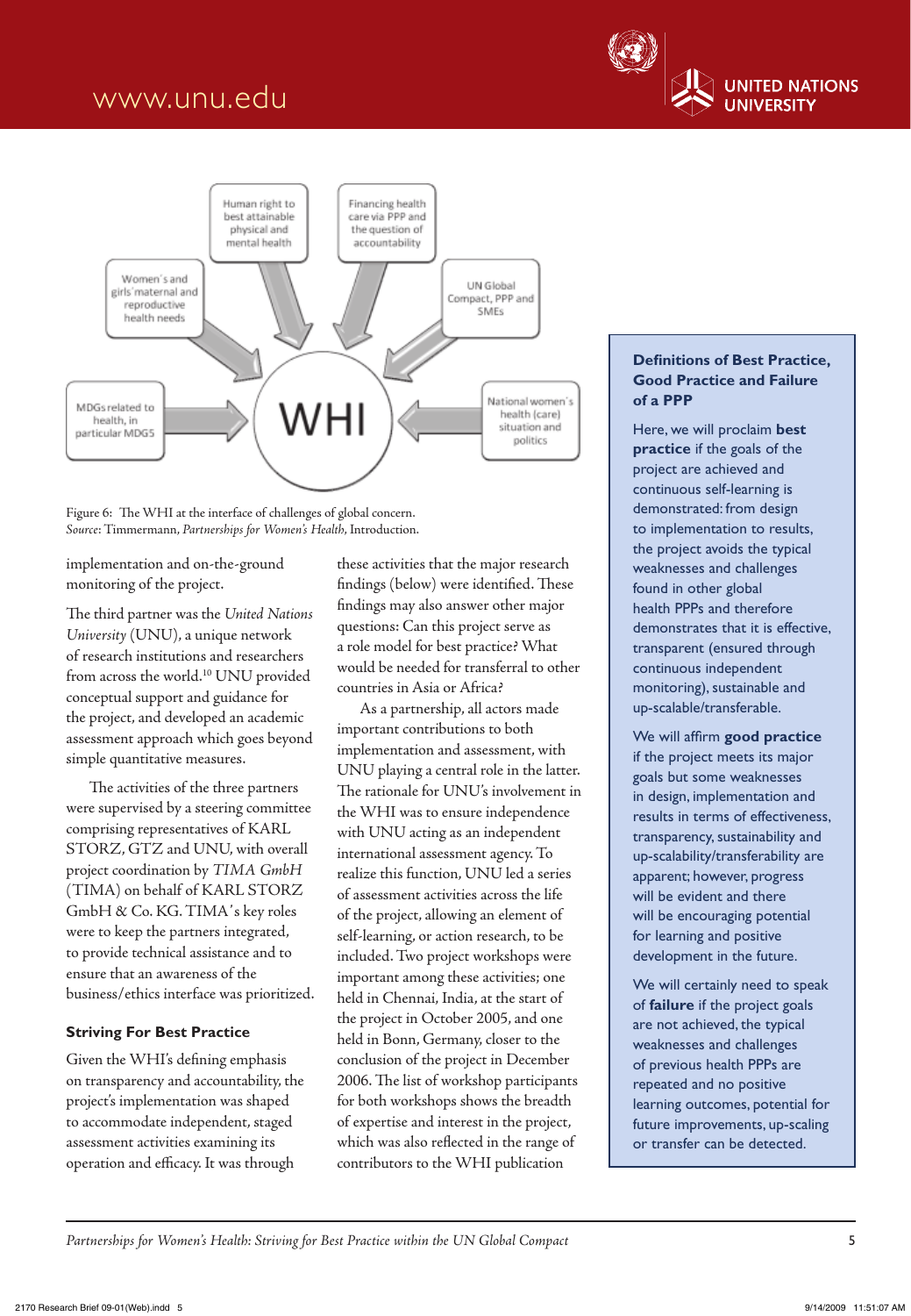Figure 6: The WHI at the interface of challenges of global concern.
*Source*: Timmermann, *Partnerships for Women's Health*, Introduction.

implementation and on-the-ground monitoring of the project.

The third partner was the *United Nations University* (UNU), a unique network of research institutions and researchers from across the world.[10] UNU provided conceptual support and guidance for the project, and developed an academic assessment approach which goes beyond simple quantitative measures.

The activities of the three partners were supervised by a steering committee comprising representatives of KARL STORZ, GTZ and UNU, with overall project coordination by *TIMA GmbH* (TIMA) on behalf of KARL STORZ GmbH & Co. KG. TIMA's key roles were to keep the partners integrated, to provide technical assistance and to ensure that an awareness of the business/ethics interface was prioritized.

### Striving For Best Practice

Given the WHI's defining emphasis on transparency and accountability, the project's implementation was shaped to accommodate independent, staged assessment activities examining its operation and efficacy. It was through these activities that the major research findings (below) were identified. These findings may also answer other major questions: Can this project serve as a role model for best practice? What would be needed for transferral to other countries in Asia or Africa?

As a partnership, all actors made important contributions to both implementation and assessment, with UNU playing a central role in the latter. The rationale for UNU's involvement in the WHI was to ensure independence with UNU acting as an independent international assessment agency. To realize this function, UNU led a series of assessment activities across the life of the project, allowing an element of self-learning, or action research, to be included. Two project workshops were important among these activities; one held in Chennai, India, at the start of the project in October 2005, and one held in Bonn, Germany, closer to the conclusion of the project in December 2006. The list of workshop participants for both workshops shows the breadth of expertise and interest in the project, which was also reflected in the range of contributors to the WHI publication

### Definitions of Best Practice, Good Practice and Failure of a PPP

Here, we will proclaim **best practice** if the goals of the project are achieved and continuous self-learning is demonstrated: from design to implementation to results, the project avoids the typical weaknesses and challenges found in other global health PPPs and therefore demonstrates that it is effective, transparent (ensured through continuous independent monitoring), sustainable and up-scalable/transferable.

We will affirm **good practice** if the project meets its major goals but some weaknesses in design, implementation and results in terms of effectiveness, transparency, sustainability and up-scalability/transferability are apparent; however, progress will be evident and there will be encouraging potential for learning and positive development in the future.

We will certainly need to speak of **failure** if the project goals are not achieved, the typical weaknesses and challenges of previous health PPPs are repeated and no positive learning outcomes, potential for future improvements, up-scaling or transfer can be detected.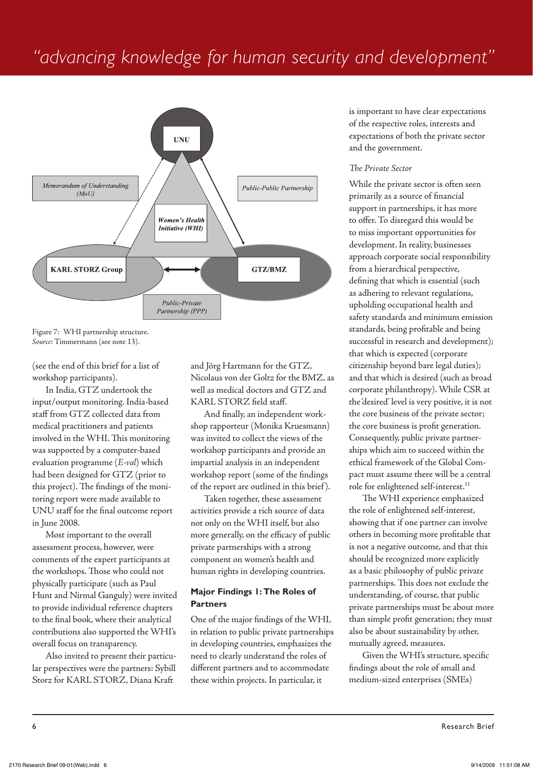Figure 7: WHI partnership structure.
*Source*: Timmermann (see note 13).

(see the end of this brief for a list of workshop participants).

In India, GTZ undertook the input/output monitoring. India-based staff from GTZ collected data from medical practitioners and patients involved in the WHI. This monitoring was supported by a computer-based evaluation programme (*E-val*) which had been designed for GTZ (prior to this project). The findings of the monitoring report were made available to UNU staff for the final outcome report in June 2008.

Most important to the overall assessment process, however, were comments of the expert participants at the workshops. Those who could not physically participate (such as Paul Hunt and Nirmal Ganguly) were invited to provide individual reference chapters to the final book, where their analytical contributions also supported the WHI's overall focus on transparency.

Also invited to present their particular perspectives were the partners: Sybill Storz for KARL STORZ, Diana Kraft and Jörg Hartmann for the GTZ, Nicolaus von der Goltz for the BMZ, as well as medical doctors and GTZ and KARL STORZ field staff.

And finally, an independent workshop rapporteur (Monika Kruesmann) was invited to collect the views of the workshop participants and provide an impartial analysis in an independent workshop report (some of the findings of the report are outlined in this brief).

Taken together, these assessment activities provide a rich source of data not only on the WHI itself, but also more generally, on the efficacy of public private partnerships with a strong component on women's health and human rights in developing countries.

### Major Findings 1: The Roles of Partners

One of the major findings of the WHI, in relation to public private partnerships in developing countries, emphasizes the need to clearly understand the roles of different partners and to accommodate these within projects. In particular, it is important to have clear expectations of the respective roles, interests and expectations of both the private sector and the government.

*The Private Sector*

While the private sector is often seen primarily as a source of financial support in partnerships, it has more to offer. To disregard this would be to miss important opportunities for development. In reality, businesses approach corporate social responsibility from a hierarchical perspective, defining that which is essential (such as adhering to relevant regulations, upholding occupational health and safety standards and minimum emission standards, being profitable and being successful in research and development); that which is expected (corporate citizenship beyond bare legal duties); and that which is desired (such as broad corporate philanthropy). While CSR at the 'desired' level is very positive, it is not the core business of the private sector; the core business is profit generation. Consequently, public private partnerships which aim to succeed within the ethical framework of the Global Compact must assume there will be a central role for enlightened self-interest.[11]

The WHI experience emphasized the role of enlightened self-interest, showing that if one partner can involve others in becoming more profitable that is not a negative outcome, and that this should be recognized more explicitly as a basic philosophy of public private partnerships. This does not exclude the understanding, of course, that public private partnerships must be about more than simple profit generation; they must also be about sustainability by other, mutually agreed, measures.

Given the WHI's structure, specific findings about the role of small and medium-sized enterprises (SMEs)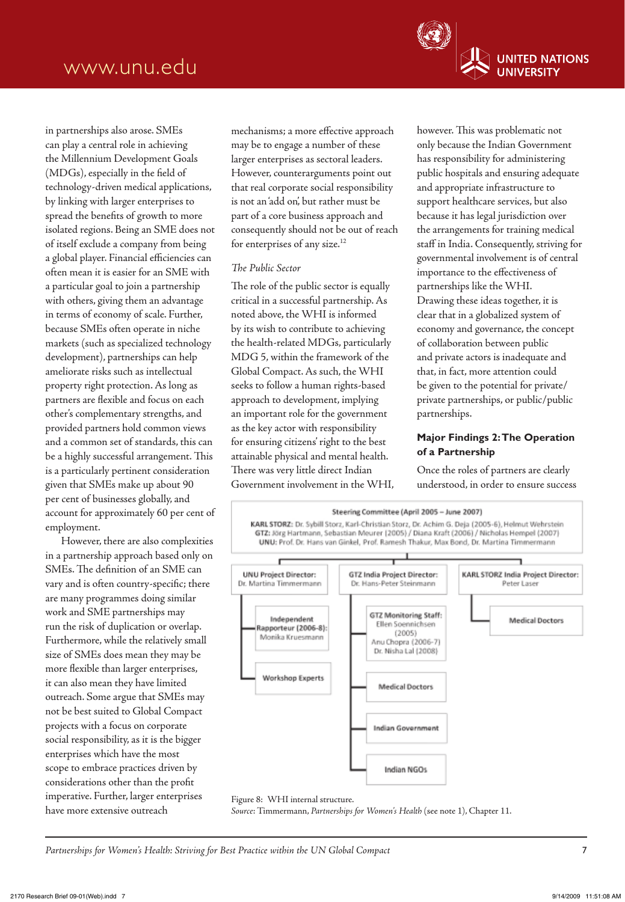in partnerships also arose. SMEs can play a central role in achieving the Millennium Development Goals (MDGs), especially in the field of technology-driven medical applications, by linking with larger enterprises to spread the benefits of growth to more isolated regions. Being an SME does not of itself exclude a company from being a global player. Financial efficiencies can often mean it is easier for an SME with a particular goal to join a partnership with others, giving them an advantage in terms of economy of scale. Further, because SMEs often operate in niche markets (such as specialized technology development), partnerships can help ameliorate risks such as intellectual property right protection. As long as partners are flexible and focus on each other's complementary strengths, and provided partners hold common views and a common set of standards, this can be a highly successful arrangement. This is a particularly pertinent consideration given that SMEs make up about 90 per cent of businesses globally, and account for approximately 60 per cent of employment.

However, there are also complexities in a partnership approach based only on SMEs. The definition of an SME can vary and is often country-specific; there are many programmes doing similar work and SME partnerships may run the risk of duplication or overlap. Furthermore, while the relatively small size of SMEs does mean they may be more flexible than larger enterprises, it can also mean they have limited outreach. Some argue that SMEs may not be best suited to Global Compact projects with a focus on corporate social responsibility, as it is the bigger enterprises which have the most scope to embrace practices driven by considerations other than the profit imperative. Further, larger enterprises have more extensive outreach mechanisms; a more effective approach may be to engage a number of these larger enterprises as sectoral leaders. However, counterarguments point out that real corporate social responsibility is not an 'add on', but rather must be part of a core business approach and consequently should not be out of reach for enterprises of any size.[12]

*The Public Sector*

The role of the public sector is equally critical in a successful partnership. As noted above, the WHI is informed by its wish to contribute to achieving the health-related MDGs, particularly MDG 5, within the framework of the Global Compact. As such, the WHI seeks to follow a human rights-based approach to development, implying an important role for the government as the key actor with responsibility for ensuring citizens' right to the best attainable physical and mental health. There was very little direct Indian Government involvement in the WHI, however. This was problematic not only because the Indian Government has responsibility for administering public hospitals and ensuring adequate and appropriate infrastructure to support healthcare services, but also because it has legal jurisdiction over the arrangements for training medical staff in India. Consequently, striving for governmental involvement is of central importance to the effectiveness of partnerships like the WHI.

Drawing these ideas together, it is clear that in a globalized system of economy and governance, the concept of collaboration between public and private actors is inadequate and that, in fact, more attention could be given to the potential for private/private partnerships, or public/public partnerships.

### Major Findings 2: The Operation of a Partnership

Once the roles of partners are clearly understood, in order to ensure success

**Steering Committee (April 2005 – June 2007)**
**KARL STORZ:** Dr. Sybill Storz, Karl-Christian Storz, Dr. Achim G. Deja (2005-6), Helmut Wehrstein
**GTZ:** Jörg Hartmann, Sebastian Meurer (2005) / Diana Kraft (2006) / Nicholas Hempel (2007)
**UNU:** Prof. Dr. Hans van Ginkel, Prof. Ramesh Thakur, Max Bond, Dr. Martina Timmermann

- **UNU Project Director:** Dr. Martina Timmermann
  - **Independent Rapporteur (2006-8):** Monika Kruesmann
  - **Workshop Experts**
- **GTZ India Project Director:** Dr. Hans-Peter Steinmann
  - **GTZ Monitoring Staff:** Ellen Soennichsen (2005), Anu Chopra (2006-7), Dr. Nisha Lal (2008)
  - **Medical Doctors**
  - **Indian Government**
  - **Indian NGOs**
- **KARL STORZ India Project Director:** Peter Laser
  - **Medical Doctors**

Figure 8: WHI internal structure.
*Source:* Timmermann, *Partnerships for Women's Health* (see note 1), Chapter 11.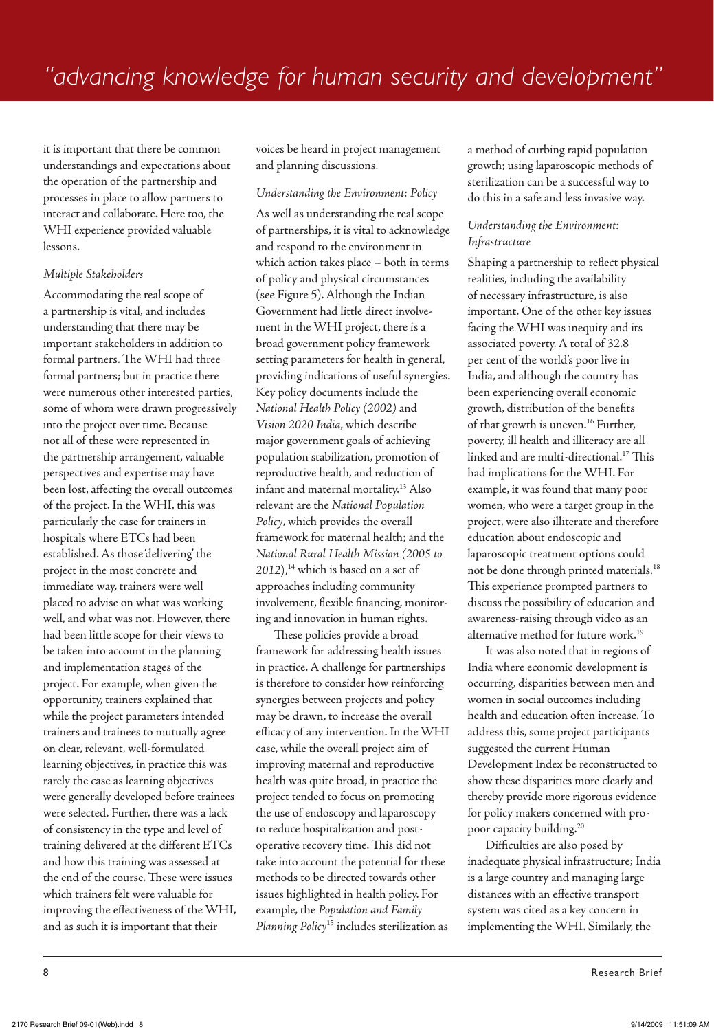it is important that there be common understandings and expectations about the operation of the partnership and processes in place to allow partners to interact and collaborate. Here too, the WHI experience provided valuable lessons.

*Multiple Stakeholders*

Accommodating the real scope of a partnership is vital, and includes understanding that there may be important stakeholders in addition to formal partners. The WHI had three formal partners; but in practice there were numerous other interested parties, some of whom were drawn progressively into the project over time. Because not all of these were represented in the partnership arrangement, valuable perspectives and expertise may have been lost, affecting the overall outcomes of the project. In the WHI, this was particularly the case for trainers in hospitals where ETCs had been established. As those 'delivering' the project in the most concrete and immediate way, trainers were well placed to advise on what was working well, and what was not. However, there had been little scope for their views to be taken into account in the planning and implementation stages of the project. For example, when given the opportunity, trainers explained that while the project parameters intended trainers and trainees to mutually agree on clear, relevant, well-formulated learning objectives, in practice this was rarely the case as learning objectives were generally developed before trainees were selected. Further, there was a lack of consistency in the type and level of training delivered at the different ETCs and how this training was assessed at the end of the course. These were issues which trainers felt were valuable for improving the effectiveness of the WHI, and as such it is important that their voices be heard in project management and planning discussions.

*Understanding the Environment: Policy*

As well as understanding the real scope of partnerships, it is vital to acknowledge and respond to the environment in which action takes place – both in terms of policy and physical circumstances (see Figure 5). Although the Indian Government had little direct involvement in the WHI project, there is a broad government policy framework setting parameters for health in general, providing indications of useful synergies. Key policy documents include the *National Health Policy (2002)* and *Vision 2020 India*, which describe major government goals of achieving population stabilization, promotion of reproductive health, and reduction of infant and maternal mortality.[13] Also relevant are the *National Population Policy*, which provides the overall framework for maternal health; and the *National Rural Health Mission (2005 to 2012)*,[14] which is based on a set of approaches including community involvement, flexible financing, monitoring and innovation in human rights.

These policies provide a broad framework for addressing health issues in practice. A challenge for partnerships is therefore to consider how reinforcing synergies between projects and policy may be drawn, to increase the overall efficacy of any intervention. In the WHI case, while the overall project aim of improving maternal and reproductive health was quite broad, in practice the project tended to focus on promoting the use of endoscopy and laparoscopy to reduce hospitalization and post-operative recovery time. This did not take into account the potential for these methods to be directed towards other issues highlighted in health policy. For example, the *Population and Family Planning Policy*[15] includes sterilization as a method of curbing rapid population growth; using laparoscopic methods of sterilization can be a successful way to do this in a safe and less invasive way.

*Understanding the Environment: Infrastructure*

Shaping a partnership to reflect physical realities, including the availability of necessary infrastructure, is also important. One of the other key issues facing the WHI was inequity and its associated poverty. A total of 32.8 per cent of the world's poor live in India, and although the country has been experiencing overall economic growth, distribution of the benefits of that growth is uneven.[16] Further, poverty, ill health and illiteracy are all linked and are multi-directional.[17] This had implications for the WHI. For example, it was found that many poor women, who were a target group in the project, were also illiterate and therefore education about endoscopic and laparoscopic treatment options could not be done through printed materials.[18] This experience prompted partners to discuss the possibility of education and awareness-raising through video as an alternative method for future work.[19]

It was also noted that in regions of India where economic development is occurring, disparities between men and women in social outcomes including health and education often increase. To address this, some project participants suggested the current Human Development Index be reconstructed to show these disparities more clearly and thereby provide more rigorous evidence for policy makers concerned with pro-poor capacity building.[20]

Difficulties are also posed by inadequate physical infrastructure; India is a large country and managing large distances with an effective transport system was cited as a key concern in implementing the WHI. Similarly, the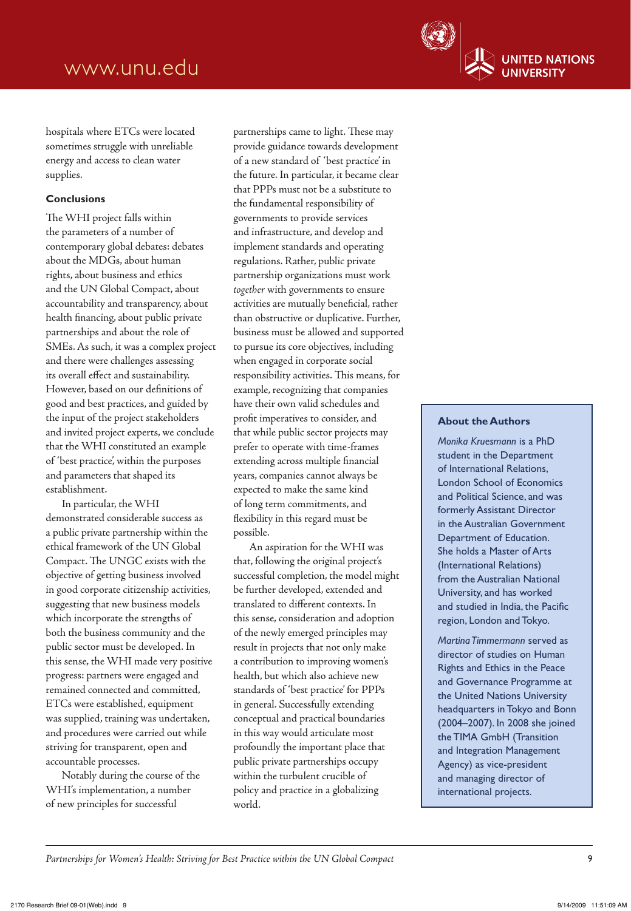hospitals where ETCs were located sometimes struggle with unreliable energy and access to clean water supplies.

### Conclusions

The WHI project falls within the parameters of a number of contemporary global debates: debates about the MDGs, about human rights, about business and ethics and the UN Global Compact, about accountability and transparency, about health financing, about public private partnerships and about the role of SMEs. As such, it was a complex project and there were challenges assessing its overall effect and sustainability. However, based on our definitions of good and best practices, and guided by the input of the project stakeholders and invited project experts, we conclude that the WHI constituted an example of 'best practice', within the purposes and parameters that shaped its establishment.

In particular, the WHI demonstrated considerable success as a public private partnership within the ethical framework of the UN Global Compact. The UNGC exists with the objective of getting business involved in good corporate citizenship activities, suggesting that new business models which incorporate the strengths of both the business community and the public sector must be developed. In this sense, the WHI made very positive progress: partners were engaged and remained connected and committed, ETCs were established, equipment was supplied, training was undertaken, and procedures were carried out while striving for transparent, open and accountable processes.

Notably during the course of the WHI's implementation, a number of new principles for successful partnerships came to light. These may provide guidance towards development of a new standard of 'best practice' in the future. In particular, it became clear that PPPs must not be a substitute to the fundamental responsibility of governments to provide services and infrastructure, and develop and implement standards and operating regulations. Rather, public private partnership organizations must work *together* with governments to ensure activities are mutually beneficial, rather than obstructive or duplicative. Further, business must be allowed and supported to pursue its core objectives, including when engaged in corporate social responsibility activities. This means, for example, recognizing that companies have their own valid schedules and profit imperatives to consider, and that while public sector projects may prefer to operate with time-frames extending across multiple financial years, companies cannot always be expected to make the same kind of long term commitments, and flexibility in this regard must be possible.

An aspiration for the WHI was that, following the original project's successful completion, the model might be further developed, extended and translated to different contexts. In this sense, consideration and adoption of the newly emerged principles may result in projects that not only make a contribution to improving women's health, but which also achieve new standards of 'best practice' for PPPs in general. Successfully extending conceptual and practical boundaries in this way would articulate most profoundly the important place that public private partnerships occupy within the turbulent crucible of policy and practice in a globalizing world.

### About the Authors

*Monika Kruesmann* is a PhD student in the Department of International Relations, London School of Economics and Political Science, and was formerly Assistant Director in the Australian Government Department of Education. She holds a Master of Arts (International Relations) from the Australian National University, and has worked and studied in India, the Pacific region, London and Tokyo.

*Martina Timmermann* served as director of studies on Human Rights and Ethics in the Peace and Governance Programme at the United Nations University headquarters in Tokyo and Bonn (2004–2007). In 2008 she joined the TIMA GmbH (Transition and Integration Management Agency) as vice-president and managing director of international projects.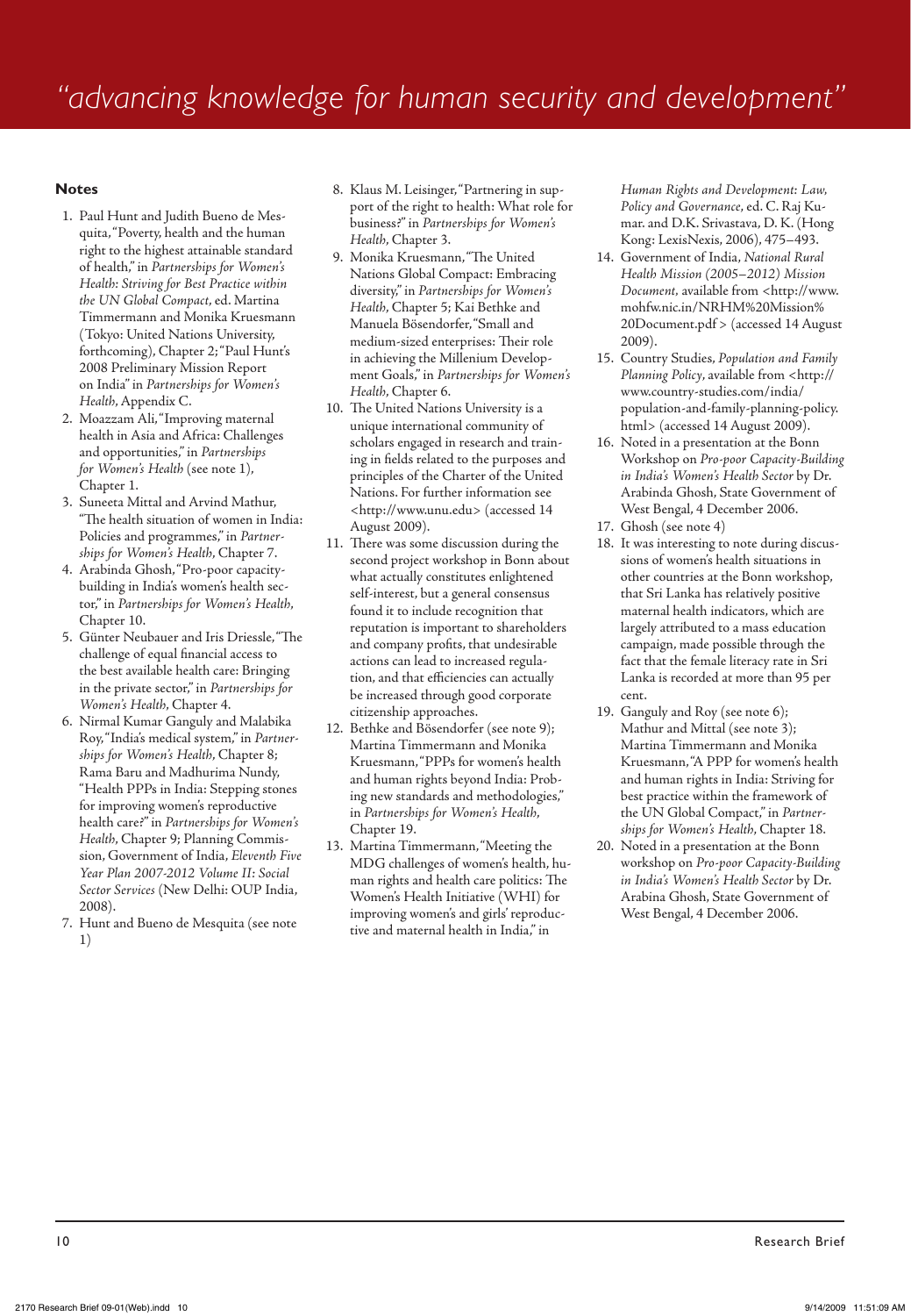## Notes

1. Paul Hunt and Judith Bueno de Mesquita, "Poverty, health and the human right to the highest attainable standard of health," in *Partnerships for Women's Health: Striving for Best Practice within the UN Global Compact*, ed. Martina Timmermann and Monika Kruesmann (Tokyo: United Nations University, forthcoming), Chapter 2; "Paul Hunt's 2008 Preliminary Mission Report on India" in *Partnerships for Women's Health*, Appendix C.
2. Moazzam Ali, "Improving maternal health in Asia and Africa: Challenges and opportunities," in *Partnerships for Women's Health* (see note 1), Chapter 1.
3. Suneeta Mittal and Arvind Mathur, "The health situation of women in India: Policies and programmes," in *Partnerships for Women's Health*, Chapter 7.
4. Arabinda Ghosh, "Pro-poor capacity-building in India's women's health sector," in *Partnerships for Women's Health*, Chapter 10.
5. Günter Neubauer and Iris Driessle, "The challenge of equal financial access to the best available health care: Bringing in the private sector," in *Partnerships for Women's Health*, Chapter 4.
6. Nirmal Kumar Ganguly and Malabika Roy, "India's medical system," in *Partnerships for Women's Health*, Chapter 8; Rama Baru and Madhurima Nundy, "Health PPPs in India: Stepping stones for improving women's reproductive health care?" in *Partnerships for Women's Health*, Chapter 9; Planning Commission, Government of India, *Eleventh Five Year Plan 2007-2012 Volume II: Social Sector Services* (New Delhi: OUP India, 2008).
7. Hunt and Bueno de Mesquita (see note 1)
8. Klaus M. Leisinger, "Partnering in support of the right to health: What role for business?" in *Partnerships for Women's Health*, Chapter 3.
9. Monika Kruesmann, "The United Nations Global Compact: Embracing diversity," in *Partnerships for Women's Health*, Chapter 5; Kai Bethke and Manuela Bösendorfer, "Small and medium-sized enterprises: Their role in achieving the Millenium Development Goals," in *Partnerships for Women's Health*, Chapter 6.
10. The United Nations University is a unique international community of scholars engaged in research and training in fields related to the purposes and principles of the Charter of the United Nations. For further information see <http://www.unu.edu> (accessed 14 August 2009).
11. There was some discussion during the second project workshop in Bonn about what actually constitutes enlightened self-interest, but a general consensus found it to include recognition that reputation is important to shareholders and company profits, that undesirable actions can lead to increased regulation, and that efficiencies can actually be increased through good corporate citizenship approaches.
12. Bethke and Bösendorfer (see note 9); Martina Timmermann and Monika Kruesmann, "PPPs for women's health and human rights beyond India: Probing new standards and methodologies," in *Partnerships for Women's Health*, Chapter 19.
13. Martina Timmermann, "Meeting the MDG challenges of women's health, human rights and health care politics: The Women's Health Initiative (WHI) for improving women's and girls' reproductive and maternal health in India," in *Human Rights and Development: Law, Policy and Governance*, ed. C. Raj Kumar. and D.K. Srivastava, D. K. (Hong Kong: LexisNexis, 2006), 475–493.
14. Government of India, *National Rural Health Mission (2005–2012) Mission Document*, available from <http://www.mohfw.nic.in/NRHM%20Mission%20Document.pdf > (accessed 14 August 2009).
15. Country Studies, *Population and Family Planning Policy*, available from <http://www.country-studies.com/india/population-and-family-planning-policy.html> (accessed 14 August 2009).
16. Noted in a presentation at the Bonn Workshop on *Pro-poor Capacity-Building in India's Women's Health Sector* by Dr. Arabinda Ghosh, State Government of West Bengal, 4 December 2006.
17. Ghosh (see note 4)
18. It was interesting to note during discussions of women's health situations in other countries at the Bonn workshop, that Sri Lanka has relatively positive maternal health indicators, which are largely attributed to a mass education campaign, made possible through the fact that the female literacy rate in Sri Lanka is recorded at more than 95 per cent.
19. Ganguly and Roy (see note 6); Mathur and Mittal (see note 3); Martina Timmermann and Monika Kruesmann, "A PPP for women's health and human rights in India: Striving for best practice within the framework of the UN Global Compact," in *Partnerships for Women's Health*, Chapter 18.
20. Noted in a presentation at the Bonn workshop on *Pro-poor Capacity-Building in India's Women's Health Sector* by Dr. Arabina Ghosh, State Government of West Bengal, 4 December 2006.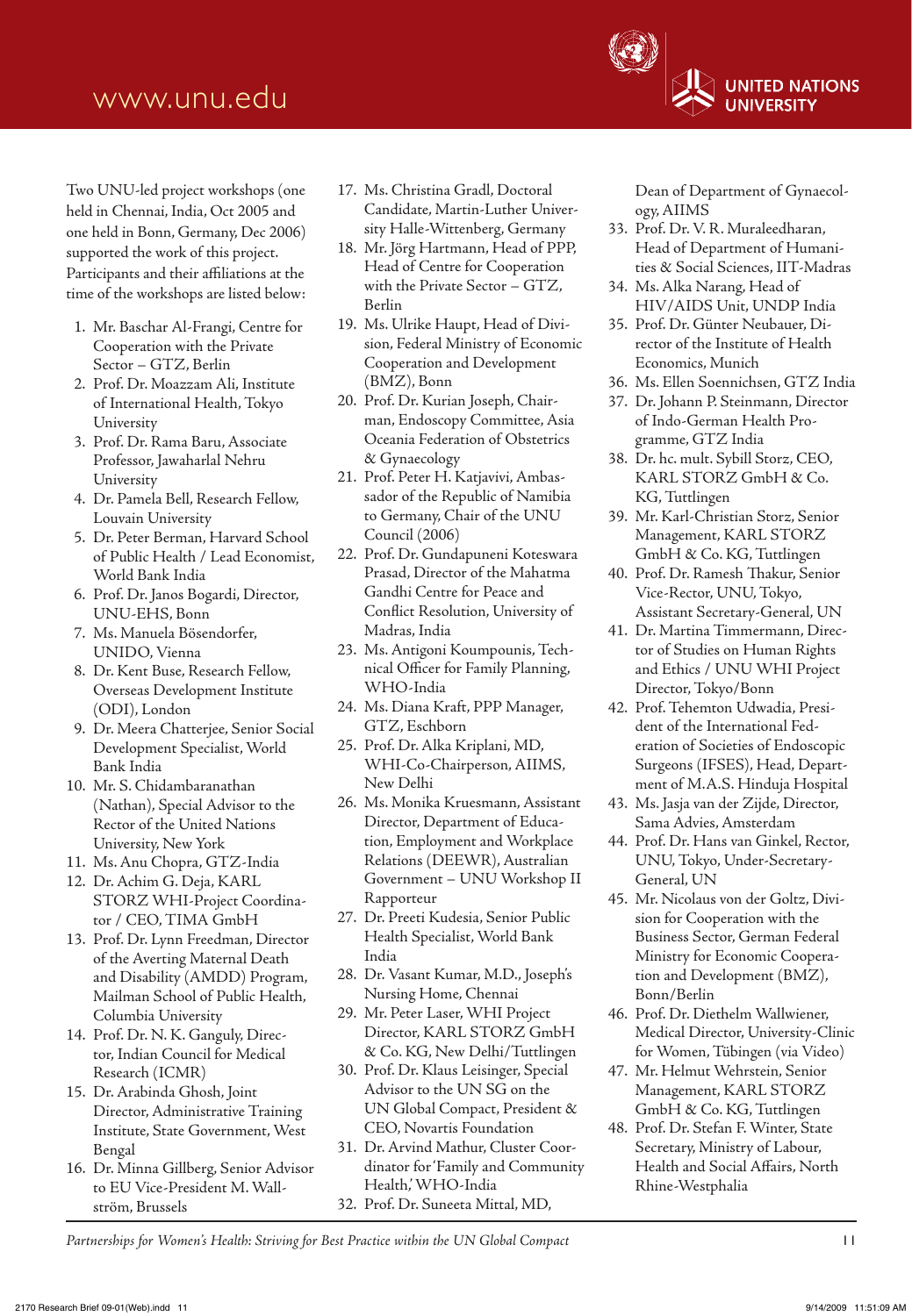Two UNU-led project workshops (one held in Chennai, India, Oct 2005 and one held in Bonn, Germany, Dec 2006) supported the work of this project. Participants and their affiliations at the time of the workshops are listed below:

1. Mr. Baschar Al-Frangi, Centre for Cooperation with the Private Sector – GTZ, Berlin
2. Prof. Dr. Moazzam Ali, Institute of International Health, Tokyo University
3. Prof. Dr. Rama Baru, Associate Professor, Jawaharlal Nehru University
4. Dr. Pamela Bell, Research Fellow, Louvain University
5. Dr. Peter Berman, Harvard School of Public Health / Lead Economist, World Bank India
6. Prof. Dr. Janos Bogardi, Director, UNU-EHS, Bonn
7. Ms. Manuela Bösendorfer, UNIDO, Vienna
8. Dr. Kent Buse, Research Fellow, Overseas Development Institute (ODI), London
9. Dr. Meera Chatterjee, Senior Social Development Specialist, World Bank India
10. Mr. S. Chidambaranathan (Nathan), Special Advisor to the Rector of the United Nations University, New York
11. Ms. Anu Chopra, GTZ-India
12. Dr. Achim G. Deja, KARL STORZ WHI-Project Coordinator / CEO, TIMA GmbH
13. Prof. Dr. Lynn Freedman, Director of the Averting Maternal Death and Disability (AMDD) Program, Mailman School of Public Health, Columbia University
14. Prof. Dr. N. K. Ganguly, Director, Indian Council for Medical Research (ICMR)
15. Dr. Arabinda Ghosh, Joint Director, Administrative Training Institute, State Government, West Bengal
16. Dr. Minna Gillberg, Senior Advisor to EU Vice-President M. Wallström, Brussels
17. Ms. Christina Gradl, Doctoral Candidate, Martin-Luther University Halle-Wittenberg, Germany
18. Mr. Jörg Hartmann, Head of PPP, Head of Centre for Cooperation with the Private Sector – GTZ, Berlin
19. Ms. Ulrike Haupt, Head of Division, Federal Ministry of Economic Cooperation and Development (BMZ), Bonn
20. Prof. Dr. Kurian Joseph, Chairman, Endoscopy Committee, Asia Oceania Federation of Obstetrics & Gynaecology
21. Prof. Peter H. Katjavivi, Ambassador of the Republic of Namibia to Germany, Chair of the UNU Council (2006)
22. Prof. Dr. Gundapuneni Koteswara Prasad, Director of the Mahatma Gandhi Centre for Peace and Conflict Resolution, University of Madras, India
23. Ms. Antigoni Koumpounis, Technical Officer for Family Planning, WHO-India
24. Ms. Diana Kraft, PPP Manager, GTZ, Eschborn
25. Prof. Dr. Alka Kriplani, MD, WHI-Co-Chairperson, AIIMS, New Delhi
26. Ms. Monika Kruesmann, Assistant Director, Department of Education, Employment and Workplace Relations (DEEWR), Australian Government – UNU Workshop II Rapporteur
27. Dr. Preeti Kudesia, Senior Public Health Specialist, World Bank India
28. Dr. Vasant Kumar, M.D., Joseph's Nursing Home, Chennai
29. Mr. Peter Laser, WHI Project Director, KARL STORZ GmbH & Co. KG, New Delhi/Tuttlingen
30. Prof. Dr. Klaus Leisinger, Special Advisor to the UN SG on the UN Global Compact, President & CEO, Novartis Foundation
31. Dr. Arvind Mathur, Cluster Coordinator for 'Family and Community Health,' WHO-India
32. Prof. Dr. Suneeta Mittal, MD, Dean of Department of Gynaecology, AIIMS
33. Prof. Dr. V. R. Muraleedharan, Head of Department of Humanities & Social Sciences, IIT-Madras
34. Ms. Alka Narang, Head of HIV/AIDS Unit, UNDP India
35. Prof. Dr. Günter Neubauer, Director of the Institute of Health Economics, Munich
36. Ms. Ellen Soennichsen, GTZ India
37. Dr. Johann P. Steinmann, Director of Indo-German Health Programme, GTZ India
38. Dr. hc. mult. Sybill Storz, CEO, KARL STORZ GmbH & Co. KG, Tuttlingen
39. Mr. Karl-Christian Storz, Senior Management, KARL STORZ GmbH & Co. KG, Tuttlingen
40. Prof. Dr. Ramesh Thakur, Senior Vice-Rector, UNU, Tokyo, Assistant Secretary-General, UN
41. Dr. Martina Timmermann, Director of Studies on Human Rights and Ethics / UNU WHI Project Director, Tokyo/Bonn
42. Prof. Tehemton Udwadia, President of the International Federation of Societies of Endoscopic Surgeons (IFSES), Head, Department of M.A.S. Hinduja Hospital
43. Ms. Jasja van der Zijde, Director, Sama Advies, Amsterdam
44. Prof. Dr. Hans van Ginkel, Rector, UNU, Tokyo, Under-Secretary-General, UN
45. Mr. Nicolaus von der Goltz, Division for Cooperation with the Business Sector, German Federal Ministry for Economic Cooperation and Development (BMZ), Bonn/Berlin
46. Prof. Dr. Diethelm Wallwiener, Medical Director, University-Clinic for Women, Tübingen (via Video)
47. Mr. Helmut Wehrstein, Senior Management, KARL STORZ GmbH & Co. KG, Tuttlingen
48. Prof. Dr. Stefan F. Winter, State Secretary, Ministry of Labour, Health and Social Affairs, North Rhine-Westphalia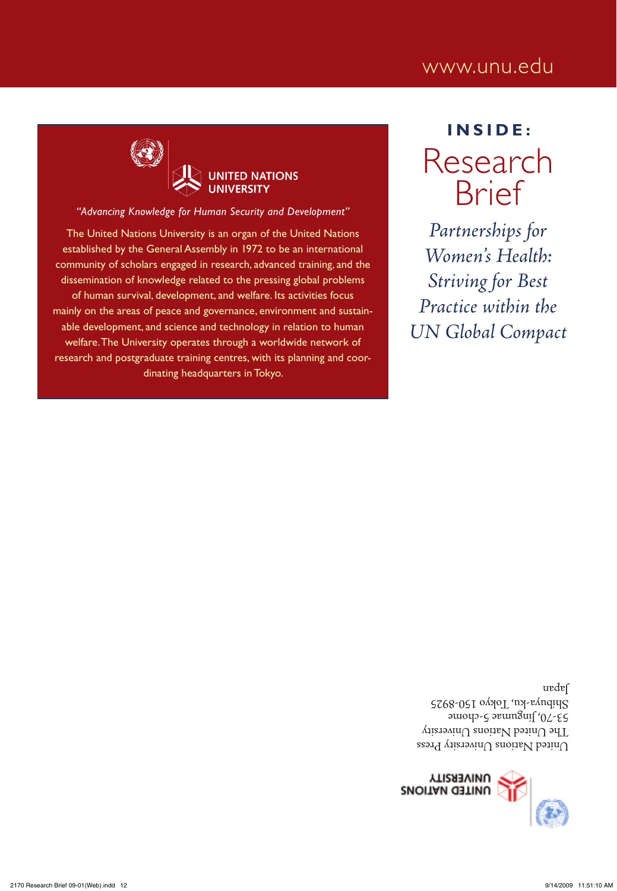www.unu.edu

UNITED NATIONS
UNIVERSITY

*"Advancing Knowledge for Human Security and Development"*

The United Nations University is an organ of the United Nations established by the General Assembly in 1972 to be an international community of scholars engaged in research, advanced training, and the dissemination of knowledge related to the pressing global problems of human survival, development, and welfare. Its activities focus mainly on the areas of peace and governance, environment and sustainable development, and science and technology in relation to human welfare. The University operates through a worldwide network of research and postgraduate training centres, with its planning and coordinating headquarters in Tokyo.

**INSIDE:**

# Research Brief

*Partnerships for Women's Health: Striving for Best Practice within the UN Global Compact*

UNITED NATIONS
UNIVERSITY

United Nations University Press
The United Nations University
53-70, Jingumae 5-chome
Shibuya-ku, Tokyo 150-8925
Japan